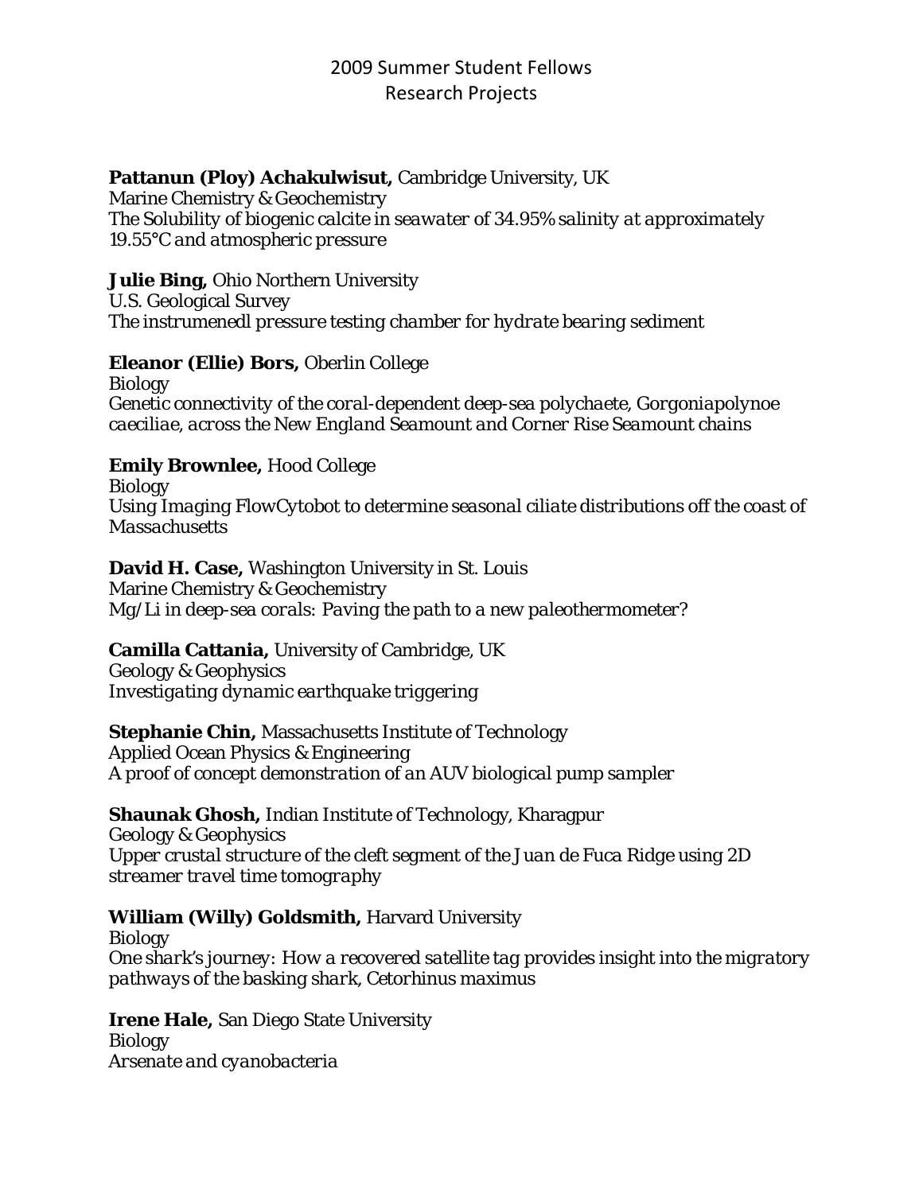# 2009 Summer Student Fellows
## Research Projects

**Pattanun (Ploy) Achakulwisut,** Cambridge University, UK
Marine Chemistry & Geochemistry
*The Solubility of biogenic calcite in seawater of 34.95% salinity at approximately 19.55°C and atmospheric pressure*

**Julie Bing,** Ohio Northern University
U.S. Geological Survey
*The instrumenedl pressure testing chamber for hydrate bearing sediment*

**Eleanor (Ellie) Bors,** Oberlin College
Biology
*Genetic connectivity of the coral-dependent deep-sea polychaete, Gorgoniapolynoe caeciliae, across the New England Seamount and Corner Rise Seamount chains*

**Emily Brownlee,** Hood College
Biology
*Using Imaging FlowCytobot to determine seasonal ciliate distributions off the coast of Massachusetts*

**David H. Case,** Washington University in St. Louis
Marine Chemistry & Geochemistry
*Mg/Li in deep-sea corals: Paving the path to a new paleothermometer?*

**Camilla Cattania,** University of Cambridge, UK
Geology & Geophysics
*Investigating dynamic earthquake triggering*

**Stephanie Chin,** Massachusetts Institute of Technology
Applied Ocean Physics & Engineering
*A proof of concept demonstration of an AUV biological pump sampler*

**Shaunak Ghosh,** Indian Institute of Technology, Kharagpur
Geology & Geophysics
*Upper crustal structure of the cleft segment of the Juan de Fuca Ridge using 2D streamer travel time tomography*

**William (Willy) Goldsmith,** Harvard University
Biology
*One shark's journey: How a recovered satellite tag provides insight into the migratory pathways of the basking shark, Cetorhinus maximus*

**Irene Hale,** San Diego State University
Biology
*Arsenate and cyanobacteria*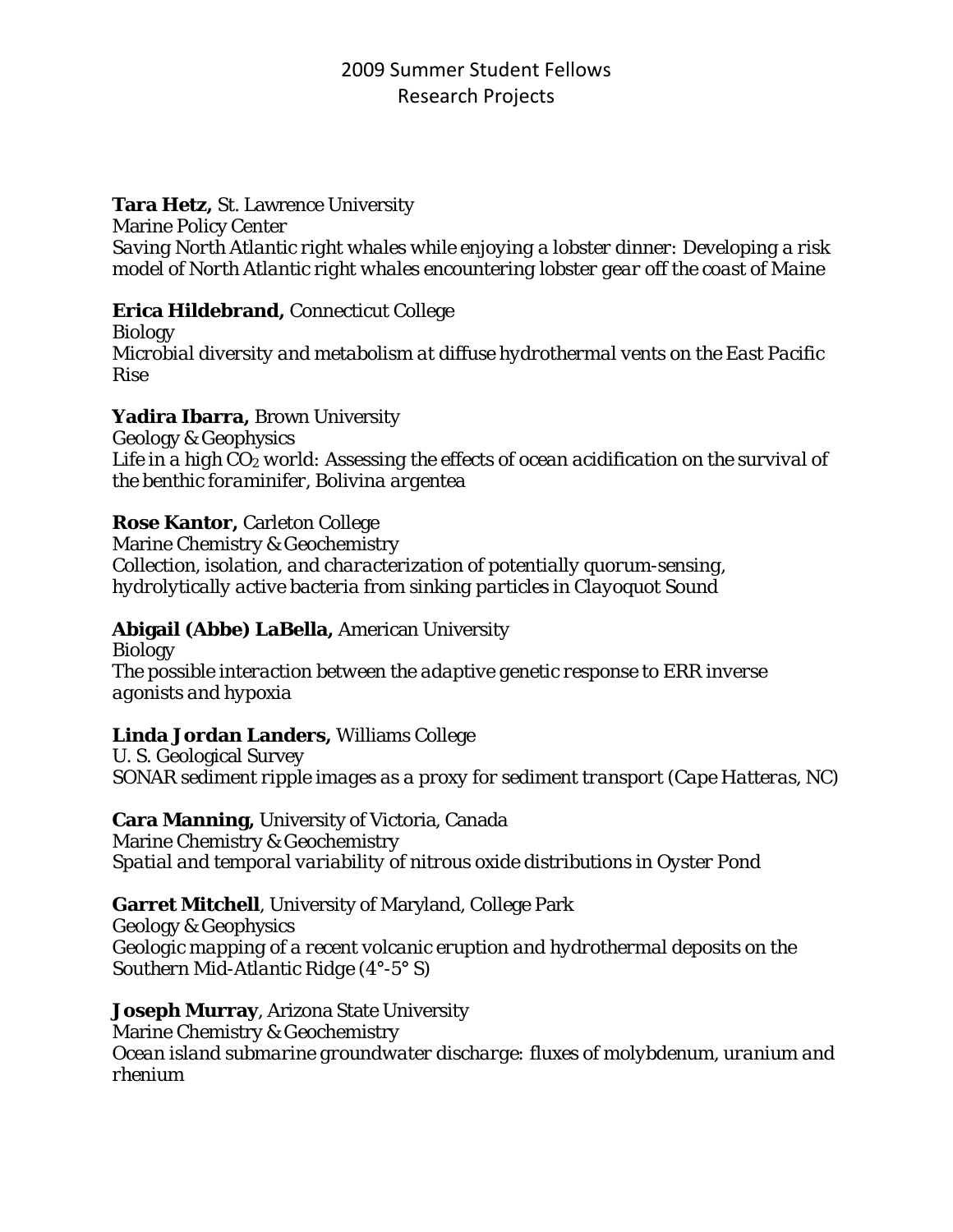# 2009 Summer Student Fellows
# Research Projects

**Tara Hetz,** St. Lawrence University
Marine Policy Center
*Saving North Atlantic right whales while enjoying a lobster dinner: Developing a risk model of North Atlantic right whales encountering lobster gear off the coast of Maine*

**Erica Hildebrand,** Connecticut College
Biology
*Microbial diversity and metabolism at diffuse hydrothermal vents on the East Pacific Rise*

**Yadira Ibarra,** Brown University
Geology & Geophysics
*Life in a high $CO_2$ world: Assessing the effects of ocean acidification on the survival of the benthic foraminifer, Bolivina argentea*

**Rose Kantor,** Carleton College
Marine Chemistry & Geochemistry
*Collection, isolation, and characterization of potentially quorum-sensing, hydrolytically active bacteria from sinking particles in Clayoquot Sound*

**Abigail (Abbe) LaBella,** American University
Biology
*The possible interaction between the adaptive genetic response to ERR inverse agonists and hypoxia*

**Linda Jordan Landers,** Williams College
U. S. Geological Survey
*SONAR sediment ripple images as a proxy for sediment transport (Cape Hatteras, NC)*

**Cara Manning,** University of Victoria, Canada
Marine Chemistry & Geochemistry
*Spatial and temporal variability of nitrous oxide distributions in Oyster Pond*

**Garret Mitchell**, University of Maryland, College Park
Geology & Geophysics
*Geologic mapping of a recent volcanic eruption and hydrothermal deposits on the Southern Mid-Atlantic Ridge (4°-5° S)*

**Joseph Murray**, Arizona State University
Marine Chemistry & Geochemistry
*Ocean island submarine groundwater discharge: fluxes of molybdenum, uranium and rhenium*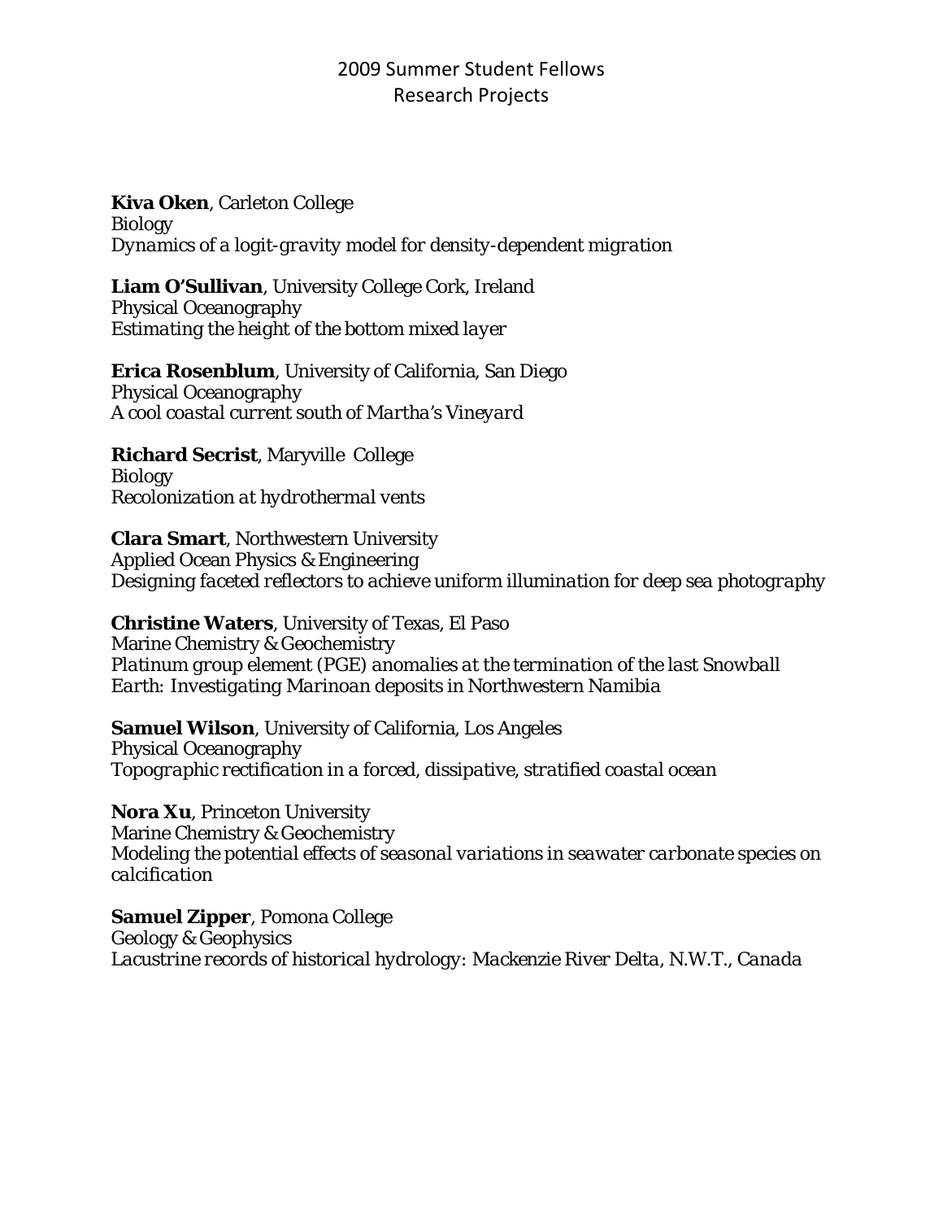# 2009 Summer Student Fellows
## Research Projects

**Kiva Oken**, Carleton College
Biology
*Dynamics of a logit-gravity model for density-dependent migration*

**Liam O'Sullivan**, University College Cork, Ireland
Physical Oceanography
*Estimating the height of the bottom mixed layer*

**Erica Rosenblum**, University of California, San Diego
Physical Oceanography
*A cool coastal current south of Martha's Vineyard*

**Richard Secrist**, Maryville College
Biology
*Recolonization at hydrothermal vents*

**Clara Smart**, Northwestern University
Applied Ocean Physics & Engineering
*Designing faceted reflectors to achieve uniform illumination for deep sea photography*

**Christine Waters**, University of Texas, El Paso
Marine Chemistry & Geochemistry
*Platinum group element (PGE) anomalies at the termination of the last Snowball Earth: Investigating Marinoan deposits in Northwestern Namibia*

**Samuel Wilson**, University of California, Los Angeles
Physical Oceanography
*Topographic rectification in a forced, dissipative, stratified coastal ocean*

**Nora Xu**, Princeton University
Marine Chemistry & Geochemistry
*Modeling the potential effects of seasonal variations in seawater carbonate species on calcification*

**Samuel Zipper**, Pomona College
Geology & Geophysics
*Lacustrine records of historical hydrology: Mackenzie River Delta, N.W.T., Canada*